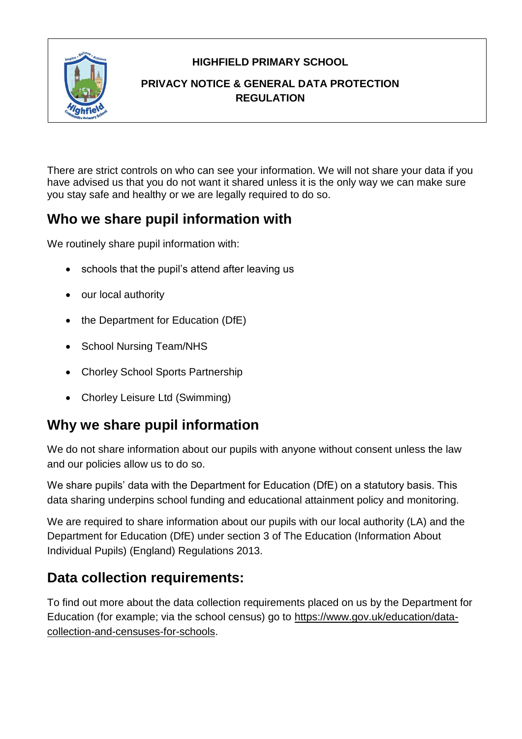**HIGHFIELD PRIMARY SCHOOL**

**PRIVACY NOTICE & GENERAL DATA PROTECTION REGULATION**

There are strict controls on who can see your information. We will not share your data if you have advised us that you do not want it shared unless it is the only way we can make sure you stay safe and healthy or we are legally required to do so.

## Who we share pupil information with

We routinely share pupil information with:

- schools that the pupil's attend after leaving us
- our local authority
- the Department for Education (DfE)
- School Nursing Team/NHS
- Chorley School Sports Partnership
- Chorley Leisure Ltd (Swimming)

## Why we share pupil information

We do not share information about our pupils with anyone without consent unless the law and our policies allow us to do so.

We share pupils' data with the Department for Education (DfE) on a statutory basis. This data sharing underpins school funding and educational attainment policy and monitoring.

We are required to share information about our pupils with our local authority (LA) and the Department for Education (DfE) under section 3 of The Education (Information About Individual Pupils) (England) Regulations 2013.

## Data collection requirements:

To find out more about the data collection requirements placed on us by the Department for Education (for example; via the school census) go to https://www.gov.uk/education/data-collection-and-censuses-for-schools.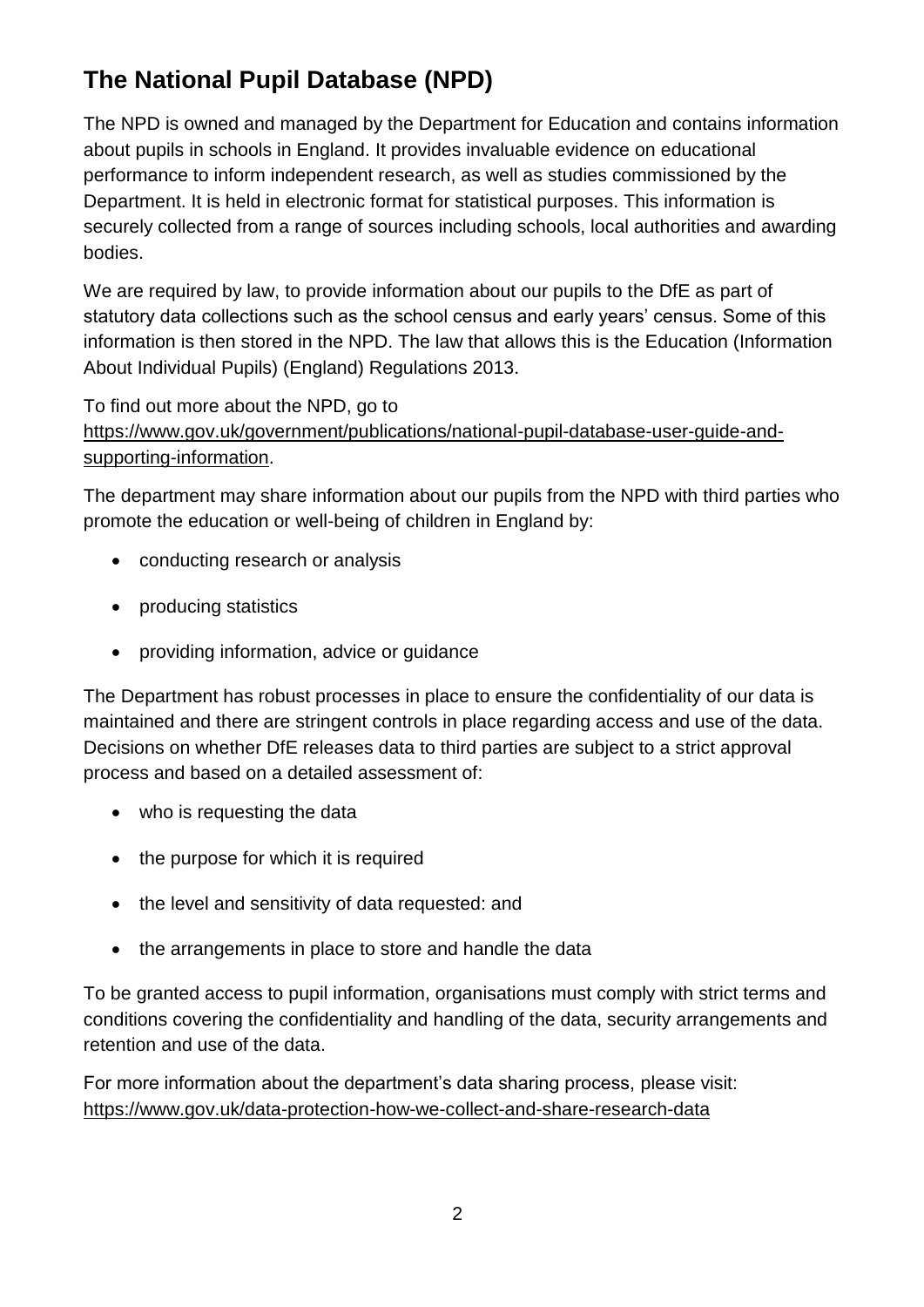## The National Pupil Database (NPD)

The NPD is owned and managed by the Department for Education and contains information about pupils in schools in England. It provides invaluable evidence on educational performance to inform independent research, as well as studies commissioned by the Department. It is held in electronic format for statistical purposes. This information is securely collected from a range of sources including schools, local authorities and awarding bodies.

We are required by law, to provide information about our pupils to the DfE as part of statutory data collections such as the school census and early years' census. Some of this information is then stored in the NPD. The law that allows this is the Education (Information About Individual Pupils) (England) Regulations 2013.

To find out more about the NPD, go to https://www.gov.uk/government/publications/national-pupil-database-user-guide-and-supporting-information.

The department may share information about our pupils from the NPD with third parties who promote the education or well-being of children in England by:

- conducting research or analysis
- producing statistics
- providing information, advice or guidance

The Department has robust processes in place to ensure the confidentiality of our data is maintained and there are stringent controls in place regarding access and use of the data. Decisions on whether DfE releases data to third parties are subject to a strict approval process and based on a detailed assessment of:

- who is requesting the data
- the purpose for which it is required
- the level and sensitivity of data requested: and
- the arrangements in place to store and handle the data

To be granted access to pupil information, organisations must comply with strict terms and conditions covering the confidentiality and handling of the data, security arrangements and retention and use of the data.

For more information about the department's data sharing process, please visit: https://www.gov.uk/data-protection-how-we-collect-and-share-research-data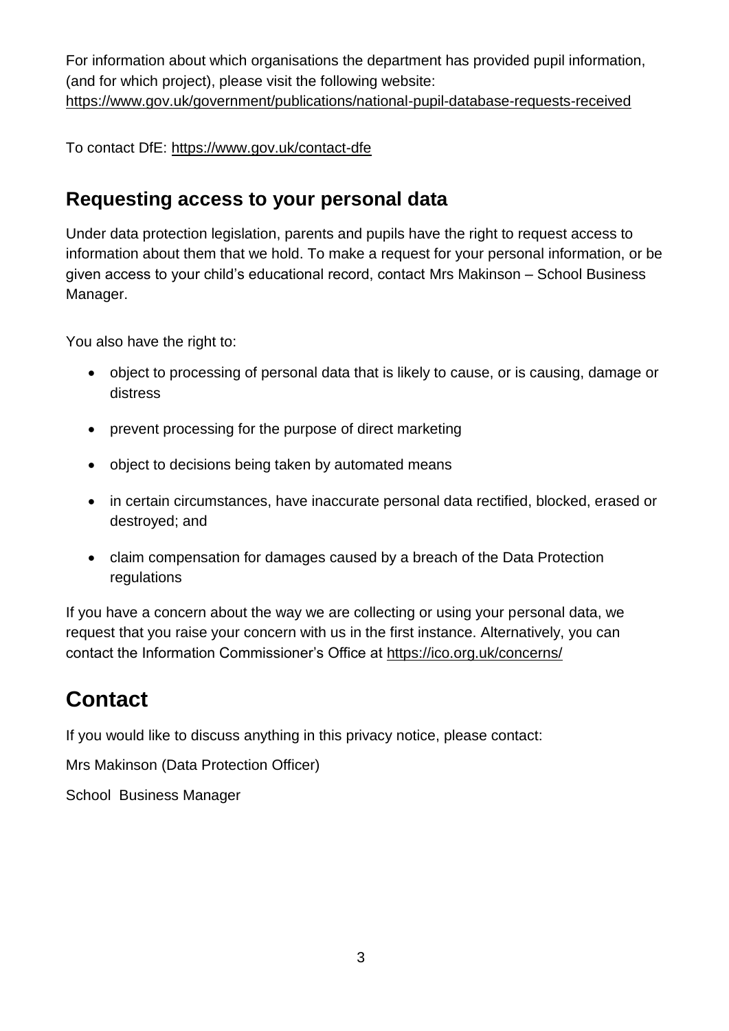For information about which organisations the department has provided pupil information, (and for which project), please visit the following website: https://www.gov.uk/government/publications/national-pupil-database-requests-received

To contact DfE: https://www.gov.uk/contact-dfe

## Requesting access to your personal data

Under data protection legislation, parents and pupils have the right to request access to information about them that we hold. To make a request for your personal information, or be given access to your child's educational record, contact Mrs Makinson – School Business Manager.

You also have the right to:

- object to processing of personal data that is likely to cause, or is causing, damage or distress
- prevent processing for the purpose of direct marketing
- object to decisions being taken by automated means
- in certain circumstances, have inaccurate personal data rectified, blocked, erased or destroyed; and
- claim compensation for damages caused by a breach of the Data Protection regulations

If you have a concern about the way we are collecting or using your personal data, we request that you raise your concern with us in the first instance. Alternatively, you can contact the Information Commissioner's Office at https://ico.org.uk/concerns/

# Contact

If you would like to discuss anything in this privacy notice, please contact:

Mrs Makinson (Data Protection Officer)

School Business Manager